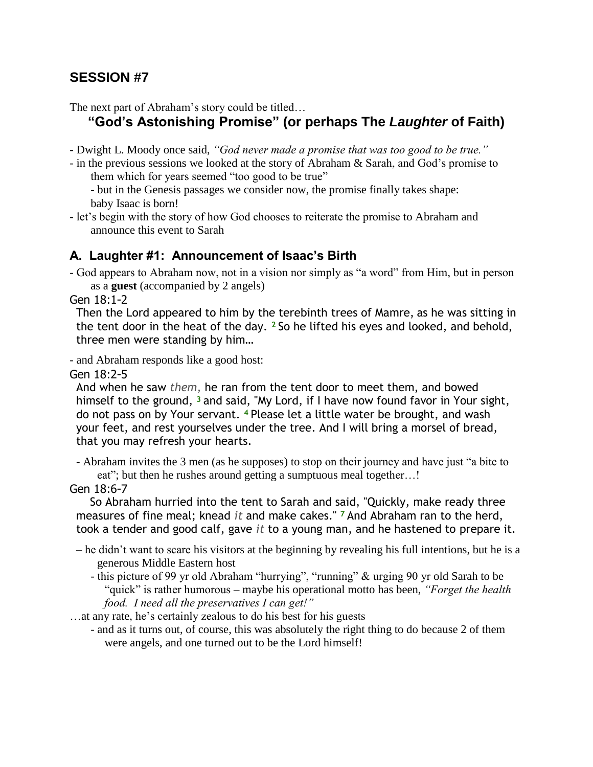## SESSION #7

The next part of Abraham's story could be titled…

### "God's Astonishing Promise" (or perhaps The *Laughter* of Faith)

- Dwight L. Moody once said, *"God never made a promise that was too good to be true."*
- in the previous sessions we looked at the story of Abraham & Sarah, and God's promise to them which for years seemed "too good to be true"
  - but in the Genesis passages we consider now, the promise finally takes shape: baby Isaac is born!
- let's begin with the story of how God chooses to reiterate the promise to Abraham and announce this event to Sarah

### A. Laughter #1: Announcement of Isaac's Birth

- God appears to Abraham now, not in a vision nor simply as "a word" from Him, but in person as a **guest** (accompanied by 2 angels)

Gen 18:1-2

Then the Lord appeared to him by the terebinth trees of Mamre, as he was sitting in the tent door in the heat of the day. [2] So he lifted his eyes and looked, and behold, three men were standing by him…

- and Abraham responds like a good host:

Gen 18:2-5

And when he saw *them,* he ran from the tent door to meet them, and bowed himself to the ground, [3] and said, "My Lord, if I have now found favor in Your sight, do not pass on by Your servant. [4] Please let a little water be brought, and wash your feet, and rest yourselves under the tree. And I will bring a morsel of bread, that you may refresh your hearts.

- Abraham invites the 3 men (as he supposes) to stop on their journey and have just "a bite to eat"; but then he rushes around getting a sumptuous meal together…!

Gen 18:6-7

So Abraham hurried into the tent to Sarah and said, "Quickly, make ready three measures of fine meal; knead *it* and make cakes." [7] And Abraham ran to the herd, took a tender and good calf, gave *it* to a young man, and he hastened to prepare it.

– he didn't want to scare his visitors at the beginning by revealing his full intentions, but he is a generous Middle Eastern host
  - this picture of 99 yr old Abraham "hurrying", "running" & urging 90 yr old Sarah to be "quick" is rather humorous – maybe his operational motto has been, *"Forget the health food. I need all the preservatives I can get!"*

…at any rate, he's certainly zealous to do his best for his guests
  - and as it turns out, of course, this was absolutely the right thing to do because 2 of them were angels, and one turned out to be the Lord himself!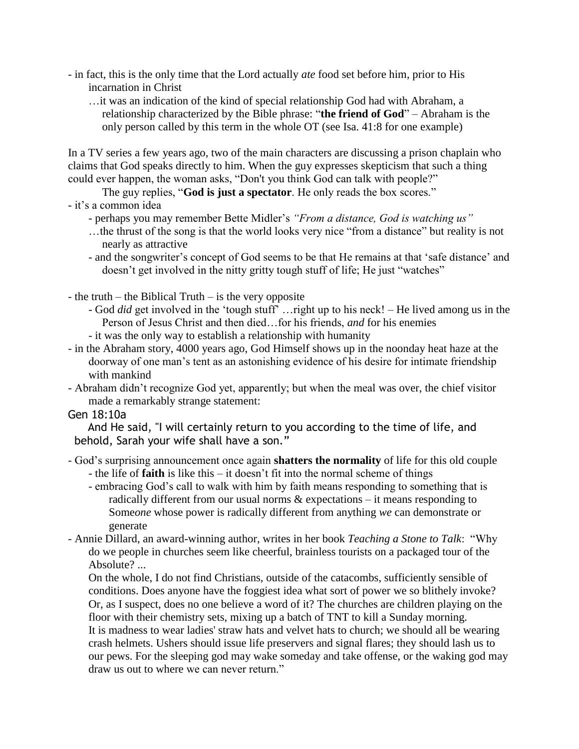- in fact, this is the only time that the Lord actually *ate* food set before him, prior to His incarnation in Christ
  - …it was an indication of the kind of special relationship God had with Abraham, a relationship characterized by the Bible phrase: "**the friend of God**" – Abraham is the only person called by this term in the whole OT (see Isa. 41:8 for one example)

In a TV series a few years ago, two of the main characters are discussing a prison chaplain who claims that God speaks directly to him. When the guy expresses skepticism that such a thing could ever happen, the woman asks, "Don't you think God can talk with people?"

The guy replies, "**God is just a spectator**. He only reads the box scores."

- it's a common idea
  - perhaps you may remember Bette Midler's *"From a distance, God is watching us"*
  - …the thrust of the song is that the world looks very nice "from a distance" but reality is not nearly as attractive
  - and the songwriter's concept of God seems to be that He remains at that 'safe distance' and doesn't get involved in the nitty gritty tough stuff of life; He just "watches"

- the truth – the Biblical Truth – is the very opposite
  - God *did* get involved in the 'tough stuff' …right up to his neck! – He lived among us in the Person of Jesus Christ and then died…for his friends, *and* for his enemies
  - it was the only way to establish a relationship with humanity
- in the Abraham story, 4000 years ago, God Himself shows up in the noonday heat haze at the doorway of one man's tent as an astonishing evidence of his desire for intimate friendship with mankind
- Abraham didn't recognize God yet, apparently; but when the meal was over, the chief visitor made a remarkably strange statement:

Gen 18:10a

And He said, "I will certainly return to you according to the time of life, and behold, Sarah your wife shall have a son."

- God's surprising announcement once again **shatters the normality** of life for this old couple
  - the life of **faith** is like this – it doesn't fit into the normal scheme of things
  - embracing God's call to walk with him by faith means responding to something that is radically different from our usual norms & expectations – it means responding to Some*one* whose power is radically different from anything *we* can demonstrate or generate
- Annie Dillard, an award-winning author, writes in her book *Teaching a Stone to Talk*: "Why do we people in churches seem like cheerful, brainless tourists on a packaged tour of the Absolute? ...

  On the whole, I do not find Christians, outside of the catacombs, sufficiently sensible of conditions. Does anyone have the foggiest idea what sort of power we so blithely invoke? Or, as I suspect, does no one believe a word of it? The churches are children playing on the floor with their chemistry sets, mixing up a batch of TNT to kill a Sunday morning.

  It is madness to wear ladies' straw hats and velvet hats to church; we should all be wearing crash helmets. Ushers should issue life preservers and signal flares; they should lash us to our pews. For the sleeping god may wake someday and take offense, or the waking god may draw us out to where we can never return."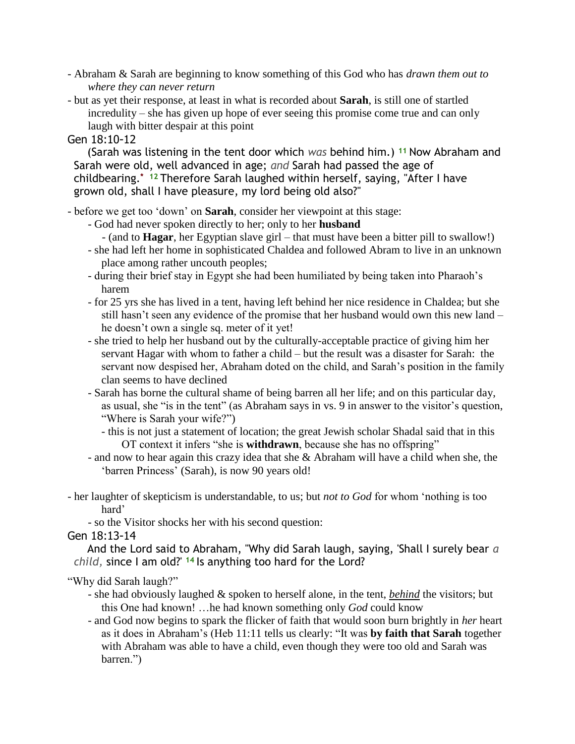- Abraham & Sarah are beginning to know something of this God who has *drawn them out to where they can never return*
- but as yet their response, at least in what is recorded about **Sarah**, is still one of startled incredulity – she has given up hope of ever seeing this promise come true and can only laugh with bitter despair at this point

Gen 18:10-12

(Sarah was listening in the tent door which *was* behind him.) 11 Now Abraham and Sarah were old, well advanced in age; *and* Sarah had passed the age of childbearing.* 12 Therefore Sarah laughed within herself, saying, "After I have grown old, shall I have pleasure, my lord being old also?"

- before we get too 'down' on **Sarah**, consider her viewpoint at this stage:
  - God had never spoken directly to her; only to her **husband**
    - (and to **Hagar**, her Egyptian slave girl – that must have been a bitter pill to swallow!)
  - she had left her home in sophisticated Chaldea and followed Abram to live in an unknown place among rather uncouth peoples;
  - during their brief stay in Egypt she had been humiliated by being taken into Pharaoh's harem
  - for 25 yrs she has lived in a tent, having left behind her nice residence in Chaldea; but she still hasn't seen any evidence of the promise that her husband would own this new land – he doesn't own a single sq. meter of it yet!
  - she tried to help her husband out by the culturally-acceptable practice of giving him her servant Hagar with whom to father a child – but the result was a disaster for Sarah: the servant now despised her, Abraham doted on the child, and Sarah's position in the family clan seems to have declined
  - Sarah has borne the cultural shame of being barren all her life; and on this particular day, as usual, she "is in the tent" (as Abraham says in vs. 9 in answer to the visitor's question, "Where is Sarah your wife?")
    - this is not just a statement of location; the great Jewish scholar Shadal said that in this OT context it infers "she is **withdrawn**, because she has no offspring"
  - and now to hear again this crazy idea that she & Abraham will have a child when she, the 'barren Princess' (Sarah), is now 90 years old!

- her laughter of skepticism is understandable, to us; but *not to God* for whom 'nothing is too hard'
  - so the Visitor shocks her with his second question:

Gen 18:13-14

And the Lord said to Abraham, "Why did Sarah laugh, saying, 'Shall I surely bear *a child,* since I am old?' 14 Is anything too hard for the Lord?

"Why did Sarah laugh?"

- she had obviously laughed & spoken to herself alone, in the tent, ***behind*** the visitors; but this One had known! …he had known something only *God* could know
- and God now begins to spark the flicker of faith that would soon burn brightly in *her* heart as it does in Abraham's (Heb 11:11 tells us clearly: "It was **by faith that Sarah** together with Abraham was able to have a child, even though they were too old and Sarah was barren.")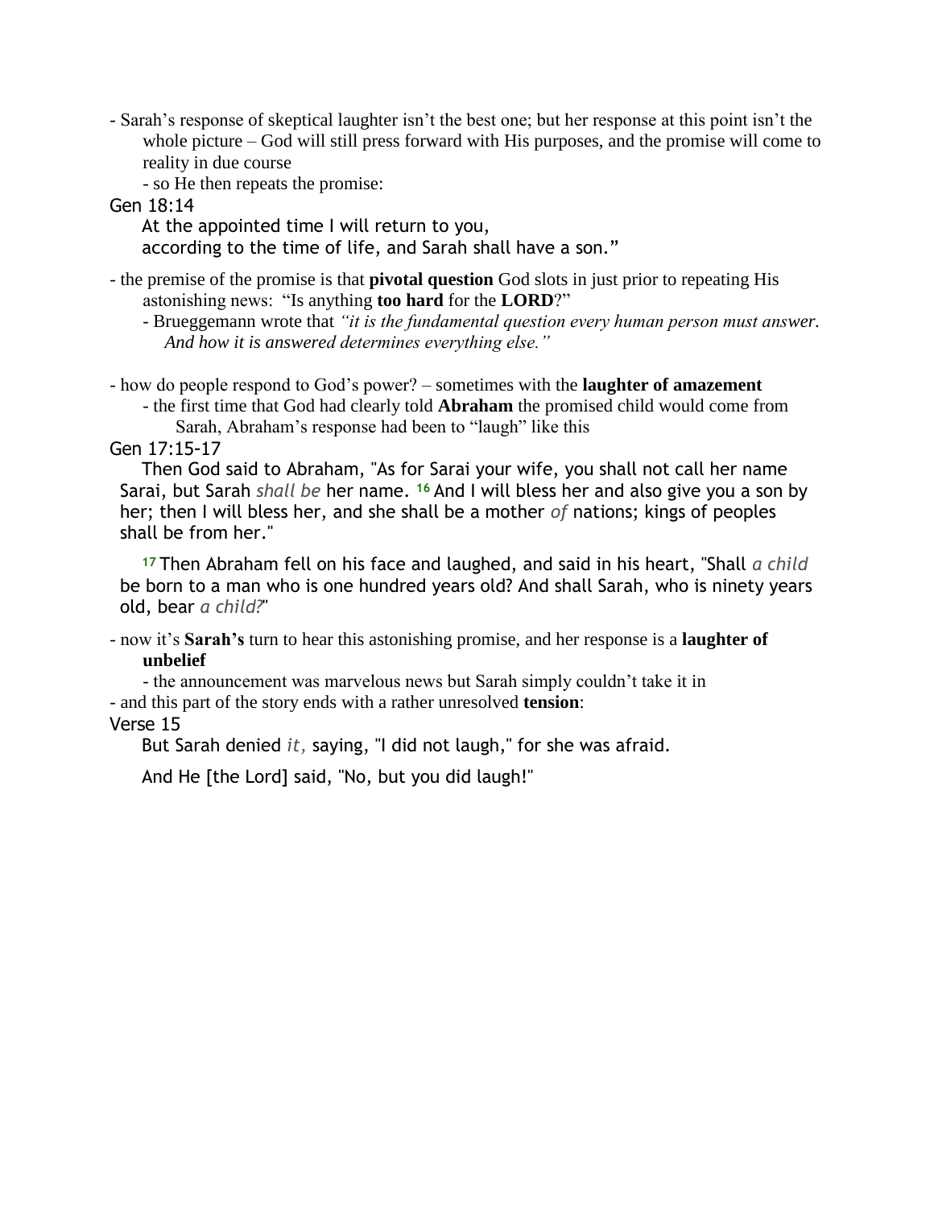- Sarah's response of skeptical laughter isn't the best one; but her response at this point isn't the whole picture – God will still press forward with His purposes, and the promise will come to reality in due course
    - so He then repeats the promise:

Gen 18:14

> At the appointed time I will return to you,
> according to the time of life, and Sarah shall have a son."

- the premise of the promise is that **pivotal question** God slots in just prior to repeating His astonishing news: "Is anything **too hard** for the **LORD**?"
    - Brueggemann wrote that *"it is the fundamental question every human person must answer. And how it is answered determines everything else."*

- how do people respond to God's power? – sometimes with the **laughter of amazement**
    - the first time that God had clearly told **Abraham** the promised child would come from Sarah, Abraham's response had been to "laugh" like this

Gen 17:15-17

> Then God said to Abraham, "As for Sarai your wife, you shall not call her name Sarai, but Sarah *shall be* her name. 16 And I will bless her and also give you a son by her; then I will bless her, and she shall be a mother *of* nations; kings of peoples shall be from her."
>
> 17 Then Abraham fell on his face and laughed, and said in his heart, "Shall *a child* be born to a man who is one hundred years old? And shall Sarah, who is ninety years old, bear *a child?*"

- now it's **Sarah's** turn to hear this astonishing promise, and her response is a **laughter of unbelief**
    - the announcement was marvelous news but Sarah simply couldn't take it in
- and this part of the story ends with a rather unresolved **tension**:

Verse 15

> But Sarah denied *it,* saying, "I did not laugh," for she was afraid.
>
> And He [the Lord] said, "No, but you did laugh!"